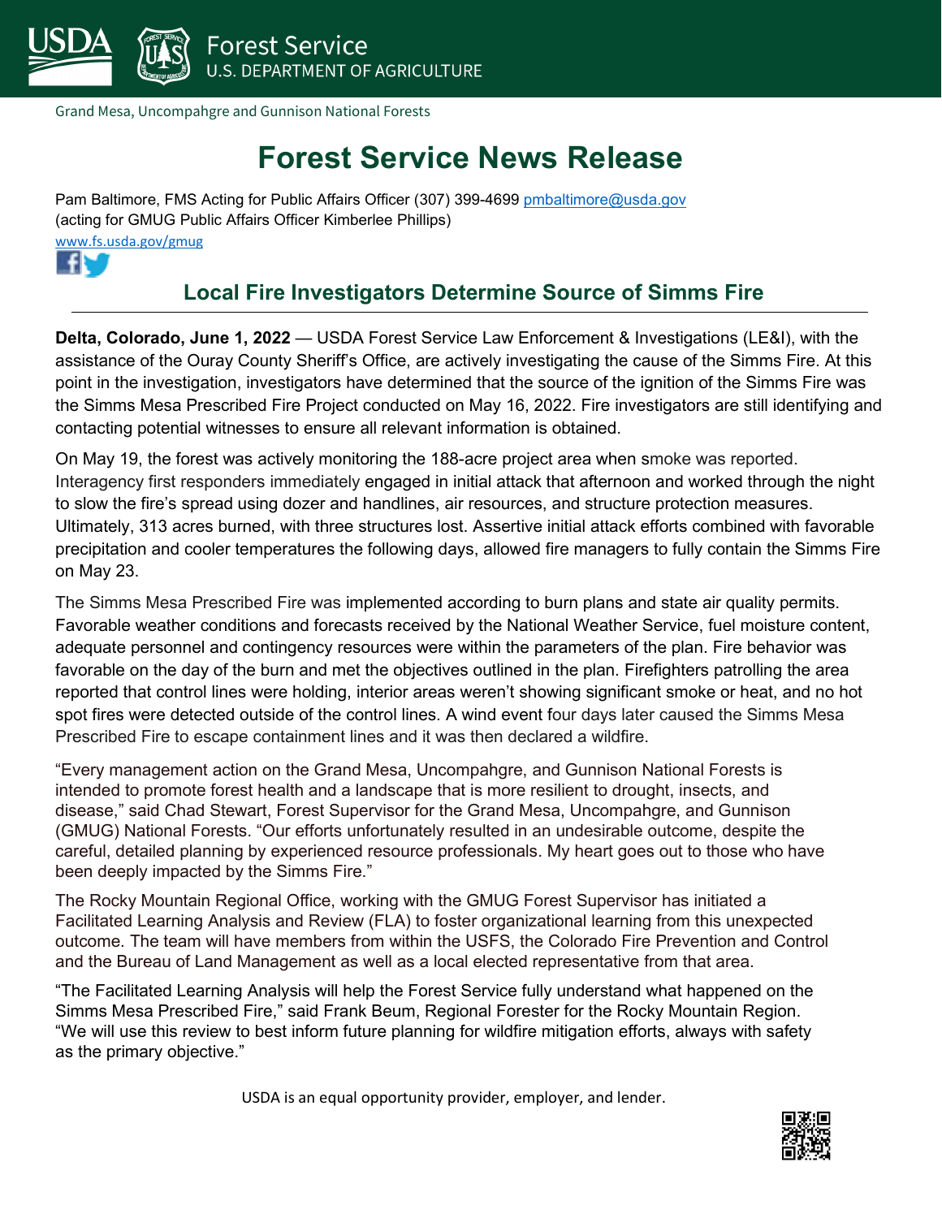USDA Forest Service U.S. DEPARTMENT OF AGRICULTURE

Grand Mesa, Uncompahgre and Gunnison National Forests

# Forest Service News Release

Pam Baltimore, FMS Acting for Public Affairs Officer (307) 399-4699 pmbaltimore@usda.gov
(acting for GMUG Public Affairs Officer Kimberlee Phillips)

www.fs.usda.gov/gmug

## Local Fire Investigators Determine Source of Simms Fire

**Delta, Colorado, June 1, 2022** — USDA Forest Service Law Enforcement & Investigations (LE&I), with the assistance of the Ouray County Sheriff's Office, are actively investigating the cause of the Simms Fire. At this point in the investigation, investigators have determined that the source of the ignition of the Simms Fire was the Simms Mesa Prescribed Fire Project conducted on May 16, 2022. Fire investigators are still identifying and contacting potential witnesses to ensure all relevant information is obtained.

On May 19, the forest was actively monitoring the 188-acre project area when smoke was reported. Interagency first responders immediately engaged in initial attack that afternoon and worked through the night to slow the fire's spread using dozer and handlines, air resources, and structure protection measures. Ultimately, 313 acres burned, with three structures lost. Assertive initial attack efforts combined with favorable precipitation and cooler temperatures the following days, allowed fire managers to fully contain the Simms Fire on May 23.

The Simms Mesa Prescribed Fire was implemented according to burn plans and state air quality permits. Favorable weather conditions and forecasts received by the National Weather Service, fuel moisture content, adequate personnel and contingency resources were within the parameters of the plan. Fire behavior was favorable on the day of the burn and met the objectives outlined in the plan. Firefighters patrolling the area reported that control lines were holding, interior areas weren't showing significant smoke or heat, and no hot spot fires were detected outside of the control lines. A wind event four days later caused the Simms Mesa Prescribed Fire to escape containment lines and it was then declared a wildfire.

"Every management action on the Grand Mesa, Uncompahgre, and Gunnison National Forests is intended to promote forest health and a landscape that is more resilient to drought, insects, and disease," said Chad Stewart, Forest Supervisor for the Grand Mesa, Uncompahgre, and Gunnison (GMUG) National Forests. "Our efforts unfortunately resulted in an undesirable outcome, despite the careful, detailed planning by experienced resource professionals. My heart goes out to those who have been deeply impacted by the Simms Fire."

The Rocky Mountain Regional Office, working with the GMUG Forest Supervisor has initiated a Facilitated Learning Analysis and Review (FLA) to foster organizational learning from this unexpected outcome. The team will have members from within the USFS, the Colorado Fire Prevention and Control and the Bureau of Land Management as well as a local elected representative from that area.

"The Facilitated Learning Analysis will help the Forest Service fully understand what happened on the Simms Mesa Prescribed Fire," said Frank Beum, Regional Forester for the Rocky Mountain Region. "We will use this review to best inform future planning for wildfire mitigation efforts, always with safety as the primary objective."

USDA is an equal opportunity provider, employer, and lender.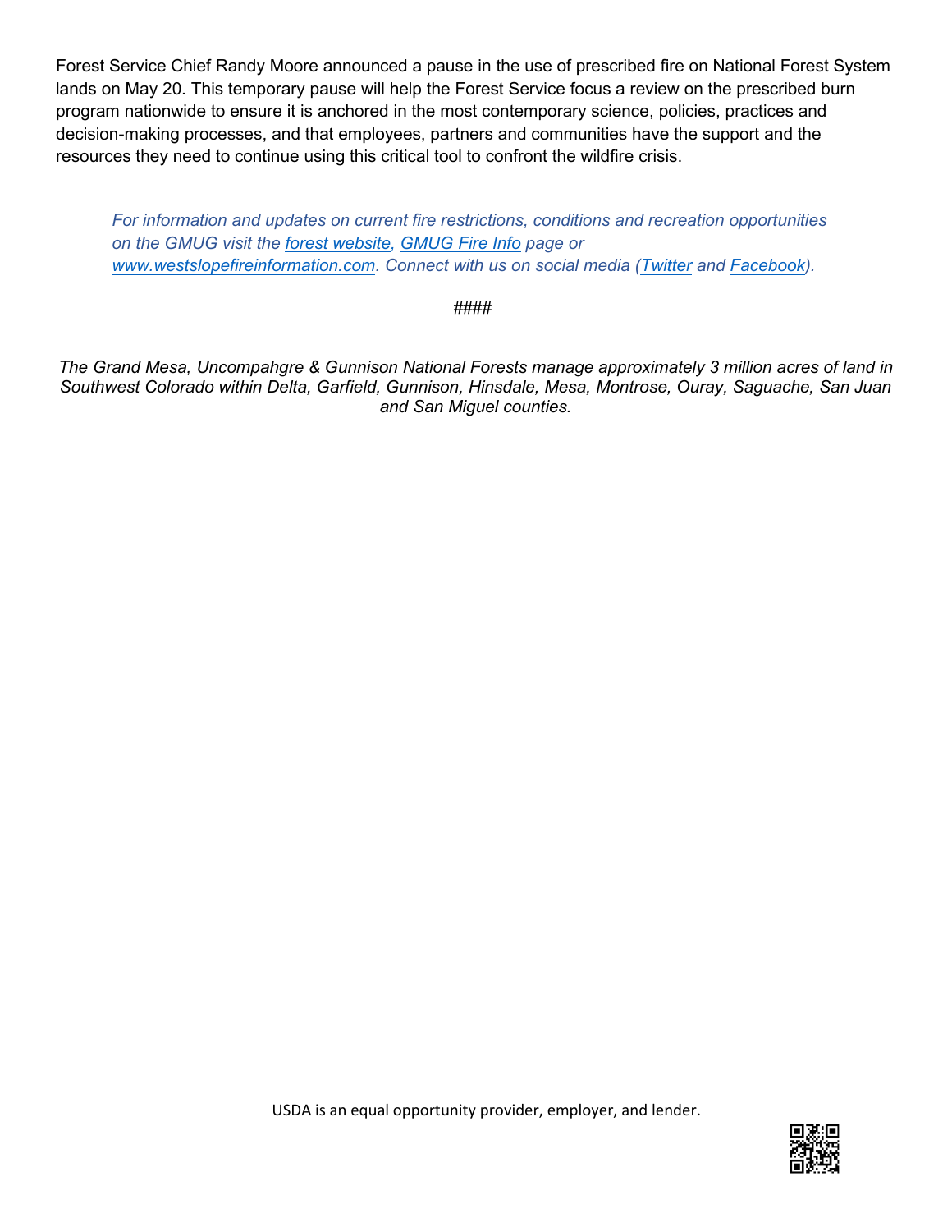Forest Service Chief Randy Moore announced a pause in the use of prescribed fire on National Forest System lands on May 20. This temporary pause will help the Forest Service focus a review on the prescribed burn program nationwide to ensure it is anchored in the most contemporary science, policies, practices and decision-making processes, and that employees, partners and communities have the support and the resources they need to continue using this critical tool to confront the wildfire crisis.

*For information and updates on current fire restrictions, conditions and recreation opportunities on the GMUG visit the forest website, GMUG Fire Info page or www.westslopefireinformation.com. Connect with us on social media (Twitter and Facebook).*

####

*The Grand Mesa, Uncompahgre & Gunnison National Forests manage approximately 3 million acres of land in Southwest Colorado within Delta, Garfield, Gunnison, Hinsdale, Mesa, Montrose, Ouray, Saguache, San Juan and San Miguel counties.*

USDA is an equal opportunity provider, employer, and lender.